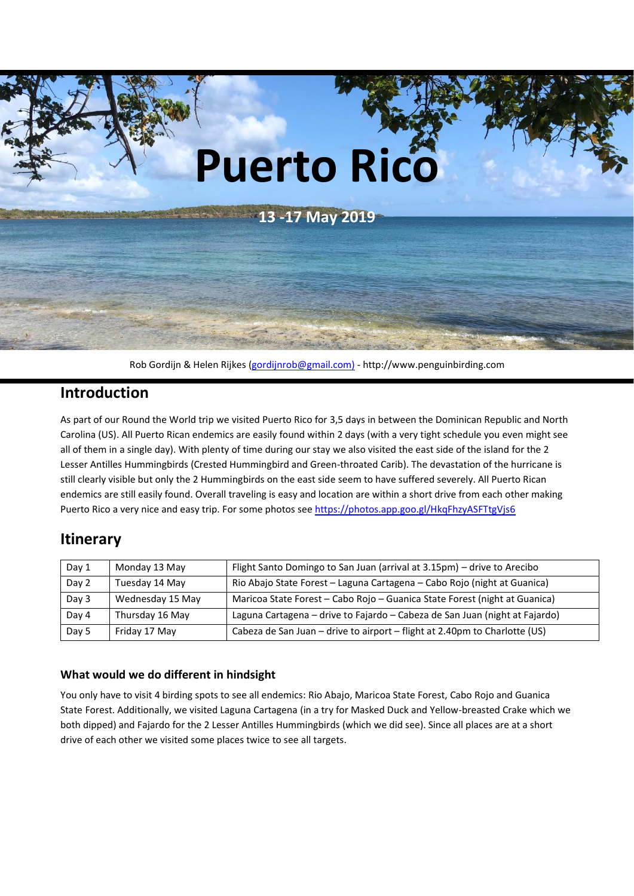# Puerto Rico

13 -17 May 2019

Rob Gordijn & Helen Rijkes (gordijnrob@gmail.com) - http://www.penguinbirding.com

## Introduction

As part of our Round the World trip we visited Puerto Rico for 3,5 days in between the Dominican Republic and North Carolina (US). All Puerto Rican endemics are easily found within 2 days (with a very tight schedule you even might see all of them in a single day). With plenty of time during our stay we also visited the east side of the island for the 2 Lesser Antilles Hummingbirds (Crested Hummingbird and Green-throated Carib). The devastation of the hurricane is still clearly visible but only the 2 Hummingbirds on the east side seem to have suffered severely. All Puerto Rican endemics are still easily found. Overall traveling is easy and location are within a short drive from each other making Puerto Rico a very nice and easy trip. For some photos see https://photos.app.goo.gl/HkqFhzyASFTtgVjs6

## Itinerary

| Day 1 | Monday 13 May | Flight Santo Domingo to San Juan (arrival at 3.15pm) – drive to Arecibo |
|---|---|---|
| Day 2 | Tuesday 14 May | Rio Abajo State Forest – Laguna Cartagena – Cabo Rojo (night at Guanica) |
| Day 3 | Wednesday 15 May | Maricoa State Forest – Cabo Rojo – Guanica State Forest (night at Guanica) |
| Day 4 | Thursday 16 May | Laguna Cartagena – drive to Fajardo – Cabeza de San Juan (night at Fajardo) |
| Day 5 | Friday 17 May | Cabeza de San Juan – drive to airport – flight at 2.40pm to Charlotte (US) |

### What would we do different in hindsight

You only have to visit 4 birding spots to see all endemics: Rio Abajo, Maricoa State Forest, Cabo Rojo and Guanica State Forest. Additionally, we visited Laguna Cartagena (in a try for Masked Duck and Yellow-breasted Crake which we both dipped) and Fajardo for the 2 Lesser Antilles Hummingbirds (which we did see). Since all places are at a short drive of each other we visited some places twice to see all targets.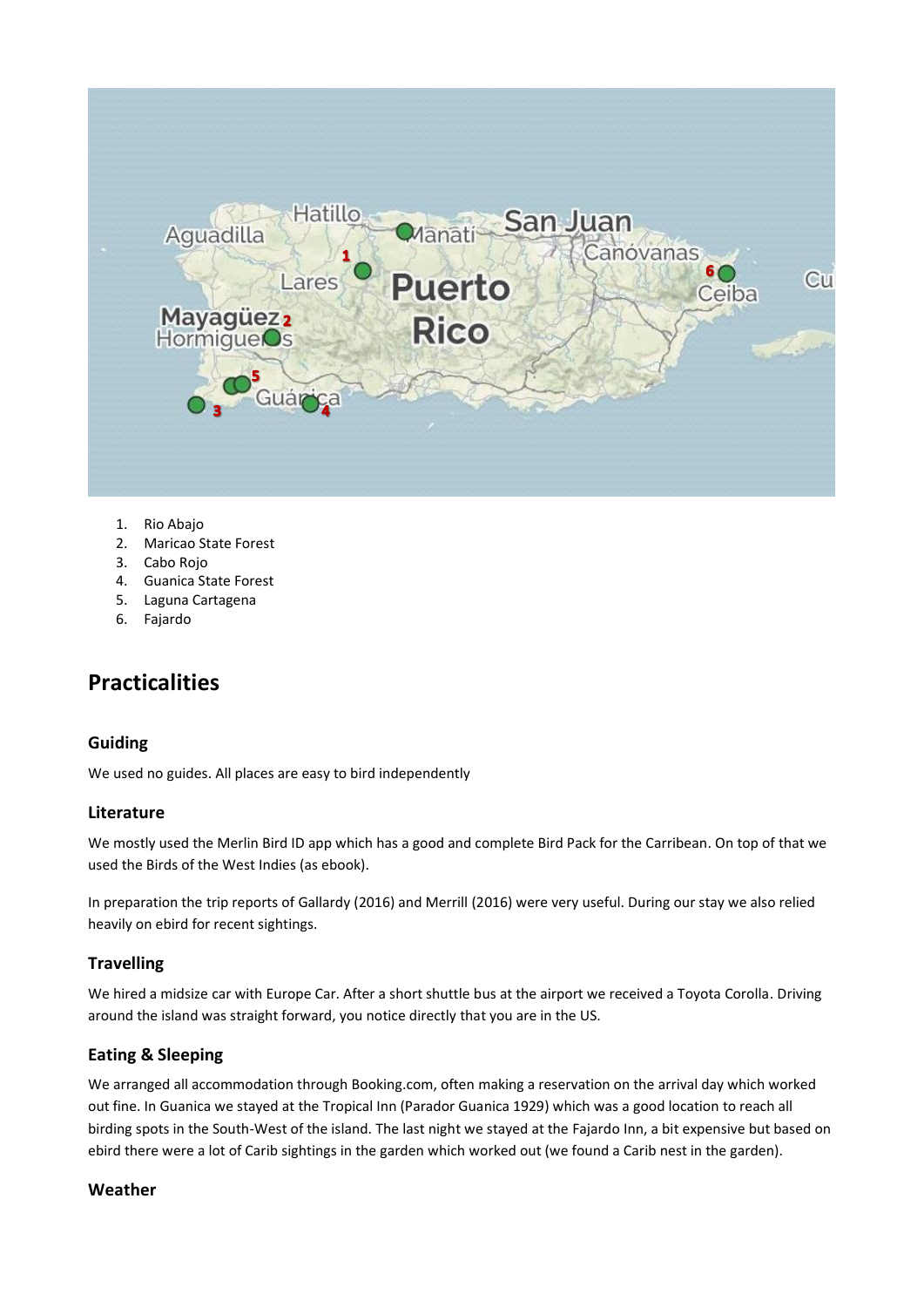1. Rio Abajo
2. Maricao State Forest
3. Cabo Rojo
4. Guanica State Forest
5. Laguna Cartagena
6. Fajardo

## Practicalities

### Guiding

We used no guides. All places are easy to bird independently

### Literature

We mostly used the Merlin Bird ID app which has a good and complete Bird Pack for the Carribean. On top of that we used the Birds of the West Indies (as ebook).

In preparation the trip reports of Gallardy (2016) and Merrill (2016) were very useful. During our stay we also relied heavily on ebird for recent sightings.

### Travelling

We hired a midsize car with Europe Car. After a short shuttle bus at the airport we received a Toyota Corolla. Driving around the island was straight forward, you notice directly that you are in the US.

### Eating & Sleeping

We arranged all accommodation through Booking.com, often making a reservation on the arrival day which worked out fine. In Guanica we stayed at the Tropical Inn (Parador Guanica 1929) which was a good location to reach all birding spots in the South-West of the island. The last night we stayed at the Fajardo Inn, a bit expensive but based on ebird there were a lot of Carib sightings in the garden which worked out (we found a Carib nest in the garden).

### Weather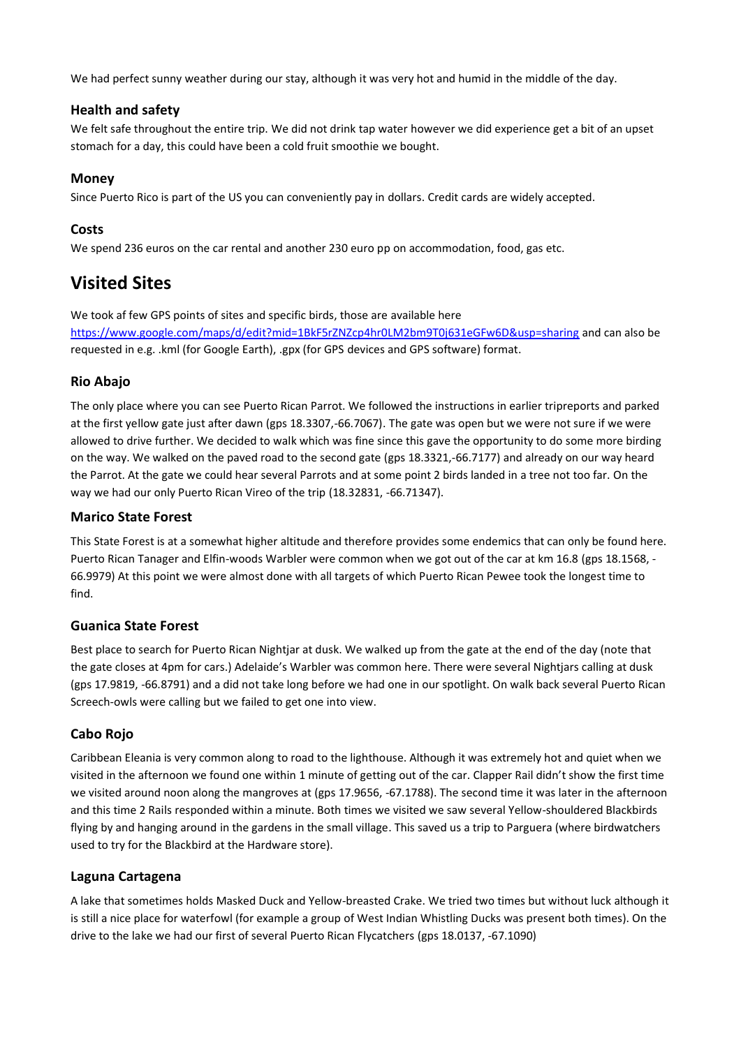We had perfect sunny weather during our stay, although it was very hot and humid in the middle of the day.

### Health and safety

We felt safe throughout the entire trip. We did not drink tap water however we did experience get a bit of an upset stomach for a day, this could have been a cold fruit smoothie we bought.

### Money

Since Puerto Rico is part of the US you can conveniently pay in dollars. Credit cards are widely accepted.

### Costs

We spend 236 euros on the car rental and another 230 euro pp on accommodation, food, gas etc.

## Visited Sites

We took af few GPS points of sites and specific birds, those are available here https://www.google.com/maps/d/edit?mid=1BkF5rZNZcp4hr0LM2bm9T0j631eGFw6D&usp=sharing and can also be requested in e.g. .kml (for Google Earth), .gpx (for GPS devices and GPS software) format.

### Rio Abajo

The only place where you can see Puerto Rican Parrot. We followed the instructions in earlier tripreports and parked at the first yellow gate just after dawn (gps 18.3307,-66.7067). The gate was open but we were not sure if we were allowed to drive further. We decided to walk which was fine since this gave the opportunity to do some more birding on the way. We walked on the paved road to the second gate (gps 18.3321,-66.7177) and already on our way heard the Parrot. At the gate we could hear several Parrots and at some point 2 birds landed in a tree not too far. On the way we had our only Puerto Rican Vireo of the trip (18.32831, -66.71347).

### Marico State Forest

This State Forest is at a somewhat higher altitude and therefore provides some endemics that can only be found here. Puerto Rican Tanager and Elfin-woods Warbler were common when we got out of the car at km 16.8 (gps 18.1568, -66.9979) At this point we were almost done with all targets of which Puerto Rican Pewee took the longest time to find.

### Guanica State Forest

Best place to search for Puerto Rican Nightjar at dusk. We walked up from the gate at the end of the day (note that the gate closes at 4pm for cars.) Adelaide's Warbler was common here. There were several Nightjars calling at dusk (gps 17.9819, -66.8791) and a did not take long before we had one in our spotlight. On walk back several Puerto Rican Screech-owls were calling but we failed to get one into view.

### Cabo Rojo

Caribbean Eleania is very common along to road to the lighthouse. Although it was extremely hot and quiet when we visited in the afternoon we found one within 1 minute of getting out of the car. Clapper Rail didn't show the first time we visited around noon along the mangroves at (gps 17.9656, -67.1788). The second time it was later in the afternoon and this time 2 Rails responded within a minute. Both times we visited we saw several Yellow-shouldered Blackbirds flying by and hanging around in the gardens in the small village. This saved us a trip to Parguera (where birdwatchers used to try for the Blackbird at the Hardware store).

### Laguna Cartagena

A lake that sometimes holds Masked Duck and Yellow-breasted Crake. We tried two times but without luck although it is still a nice place for waterfowl (for example a group of West Indian Whistling Ducks was present both times). On the drive to the lake we had our first of several Puerto Rican Flycatchers (gps 18.0137, -67.1090)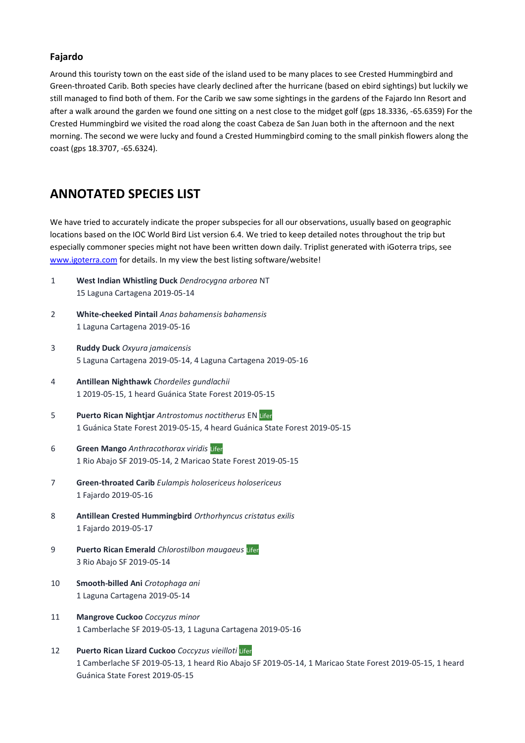### Fajardo

Around this touristy town on the east side of the island used to be many places to see Crested Hummingbird and Green-throated Carib. Both species have clearly declined after the hurricane (based on ebird sightings) but luckily we still managed to find both of them. For the Carib we saw some sightings in the gardens of the Fajardo Inn Resort and after a walk around the garden we found one sitting on a nest close to the midget golf (gps 18.3336, -65.6359) For the Crested Hummingbird we visited the road along the coast Cabeza de San Juan both in the afternoon and the next morning. The second we were lucky and found a Crested Hummingbird coming to the small pinkish flowers along the coast (gps 18.3707, -65.6324).

## ANNOTATED SPECIES LIST

We have tried to accurately indicate the proper subspecies for all our observations, usually based on geographic locations based on the IOC World Bird List version 6.4. We tried to keep detailed notes throughout the trip but especially commoner species might not have been written down daily. Triplist generated with iGoterra trips, see [www.igoterra.com](http://www.igoterra.com) for details. In my view the best listing software/website!

1. **West Indian Whistling Duck** *Dendrocygna arborea* NT
   15 Laguna Cartagena 2019-05-14

2. **White-cheeked Pintail** *Anas bahamensis bahamensis*
   1 Laguna Cartagena 2019-05-16

3. **Ruddy Duck** *Oxyura jamaicensis*
   5 Laguna Cartagena 2019-05-14, 4 Laguna Cartagena 2019-05-16

4. **Antillean Nighthawk** *Chordeiles gundlachii*
   1 2019-05-15, 1 heard Guánica State Forest 2019-05-15

5. **Puerto Rican Nightjar** *Antrostomus noctitherus* EN Lifer
   1 Guánica State Forest 2019-05-15, 4 heard Guánica State Forest 2019-05-15

6. **Green Mango** *Anthracothorax viridis* Lifer
   1 Rio Abajo SF 2019-05-14, 2 Maricao State Forest 2019-05-15

7. **Green-throated Carib** *Eulampis holosericeus holosericeus*
   1 Fajardo 2019-05-16

8. **Antillean Crested Hummingbird** *Orthorhyncus cristatus exilis*
   1 Fajardo 2019-05-17

9. **Puerto Rican Emerald** *Chlorostilbon maugaeus* Lifer
   3 Rio Abajo SF 2019-05-14

10. **Smooth-billed Ani** *Crotophaga ani*
    1 Laguna Cartagena 2019-05-14

11. **Mangrove Cuckoo** *Coccyzus minor*
    1 Camberlache SF 2019-05-13, 1 Laguna Cartagena 2019-05-16

12. **Puerto Rican Lizard Cuckoo** *Coccyzus vieilloti* Lifer
    1 Camberlache SF 2019-05-13, 1 heard Rio Abajo SF 2019-05-14, 1 Maricao State Forest 2019-05-15, 1 heard Guánica State Forest 2019-05-15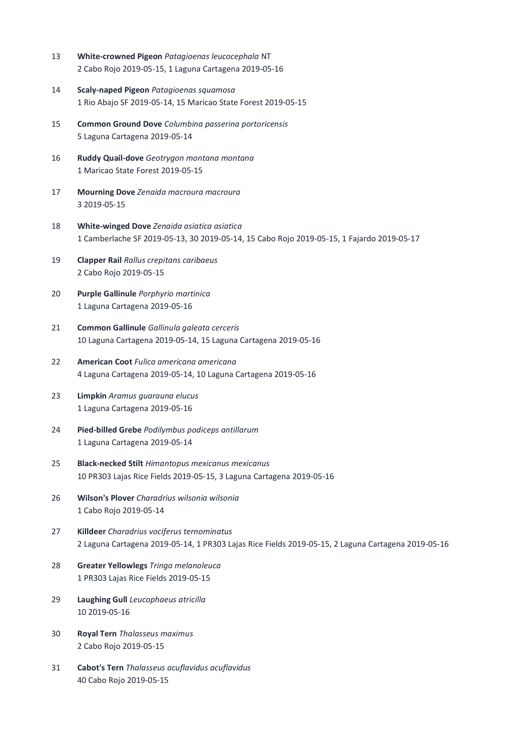13 **White-crowned Pigeon** *Patagioenas leucocephala* NT
2 Cabo Rojo 2019-05-15, 1 Laguna Cartagena 2019-05-16

14 **Scaly-naped Pigeon** *Patagioenas squamosa*
1 Rio Abajo SF 2019-05-14, 15 Maricao State Forest 2019-05-15

15 **Common Ground Dove** *Columbina passerina portoricensis*
5 Laguna Cartagena 2019-05-14

16 **Ruddy Quail-dove** *Geotrygon montana montana*
1 Maricao State Forest 2019-05-15

17 **Mourning Dove** *Zenaida macroura macroura*
3 2019-05-15

18 **White-winged Dove** *Zenaida asiatica asiatica*
1 Camberlache SF 2019-05-13, 30 2019-05-14, 15 Cabo Rojo 2019-05-15, 1 Fajardo 2019-05-17

19 **Clapper Rail** *Rallus crepitans caribaeus*
2 Cabo Rojo 2019-05-15

20 **Purple Gallinule** *Porphyrio martinica*
1 Laguna Cartagena 2019-05-16

21 **Common Gallinule** *Gallinula galeata cerceris*
10 Laguna Cartagena 2019-05-14, 15 Laguna Cartagena 2019-05-16

22 **American Coot** *Fulica americana americana*
4 Laguna Cartagena 2019-05-14, 10 Laguna Cartagena 2019-05-16

23 **Limpkin** *Aramus guarauna elucus*
1 Laguna Cartagena 2019-05-16

24 **Pied-billed Grebe** *Podilymbus podiceps antillarum*
1 Laguna Cartagena 2019-05-14

25 **Black-necked Stilt** *Himantopus mexicanus mexicanus*
10 PR303 Lajas Rice Fields 2019-05-15, 3 Laguna Cartagena 2019-05-16

26 **Wilson's Plover** *Charadrius wilsonia wilsonia*
1 Cabo Rojo 2019-05-14

27 **Killdeer** *Charadrius vociferus ternominatus*
2 Laguna Cartagena 2019-05-14, 1 PR303 Lajas Rice Fields 2019-05-15, 2 Laguna Cartagena 2019-05-16

28 **Greater Yellowlegs** *Tringa melanoleuca*
1 PR303 Lajas Rice Fields 2019-05-15

29 **Laughing Gull** *Leucophaeus atricilla*
10 2019-05-16

30 **Royal Tern** *Thalasseus maximus*
2 Cabo Rojo 2019-05-15

31 **Cabot's Tern** *Thalasseus acuflavidus acuflavidus*
40 Cabo Rojo 2019-05-15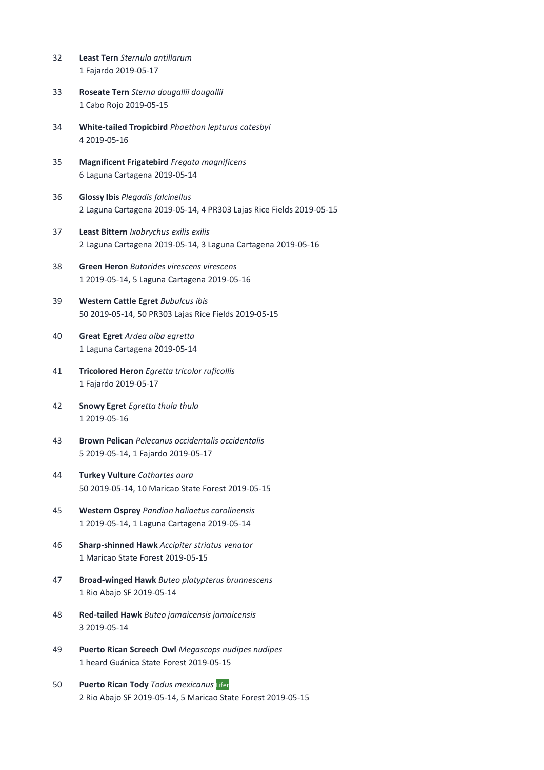32 **Least Tern** *Sternula antillarum*
1 Fajardo 2019-05-17

33 **Roseate Tern** *Sterna dougallii dougallii*
1 Cabo Rojo 2019-05-15

34 **White-tailed Tropicbird** *Phaethon lepturus catesbyi*
4 2019-05-16

35 **Magnificent Frigatebird** *Fregata magnificens*
6 Laguna Cartagena 2019-05-14

36 **Glossy Ibis** *Plegadis falcinellus*
2 Laguna Cartagena 2019-05-14, 4 PR303 Lajas Rice Fields 2019-05-15

37 **Least Bittern** *Ixobrychus exilis exilis*
2 Laguna Cartagena 2019-05-14, 3 Laguna Cartagena 2019-05-16

38 **Green Heron** *Butorides virescens virescens*
1 2019-05-14, 5 Laguna Cartagena 2019-05-16

39 **Western Cattle Egret** *Bubulcus ibis*
50 2019-05-14, 50 PR303 Lajas Rice Fields 2019-05-15

40 **Great Egret** *Ardea alba egretta*
1 Laguna Cartagena 2019-05-14

41 **Tricolored Heron** *Egretta tricolor ruficollis*
1 Fajardo 2019-05-17

42 **Snowy Egret** *Egretta thula thula*
1 2019-05-16

43 **Brown Pelican** *Pelecanus occidentalis occidentalis*
5 2019-05-14, 1 Fajardo 2019-05-17

44 **Turkey Vulture** *Cathartes aura*
50 2019-05-14, 10 Maricao State Forest 2019-05-15

45 **Western Osprey** *Pandion haliaetus carolinensis*
1 2019-05-14, 1 Laguna Cartagena 2019-05-14

46 **Sharp-shinned Hawk** *Accipiter striatus venator*
1 Maricao State Forest 2019-05-15

47 **Broad-winged Hawk** *Buteo platypterus brunnescens*
1 Rio Abajo SF 2019-05-14

48 **Red-tailed Hawk** *Buteo jamaicensis jamaicensis*
3 2019-05-14

49 **Puerto Rican Screech Owl** *Megascops nudipes nudipes*
1 heard Guánica State Forest 2019-05-15

50 **Puerto Rican Tody** *Todus mexicanus* Lifer
2 Rio Abajo SF 2019-05-14, 5 Maricao State Forest 2019-05-15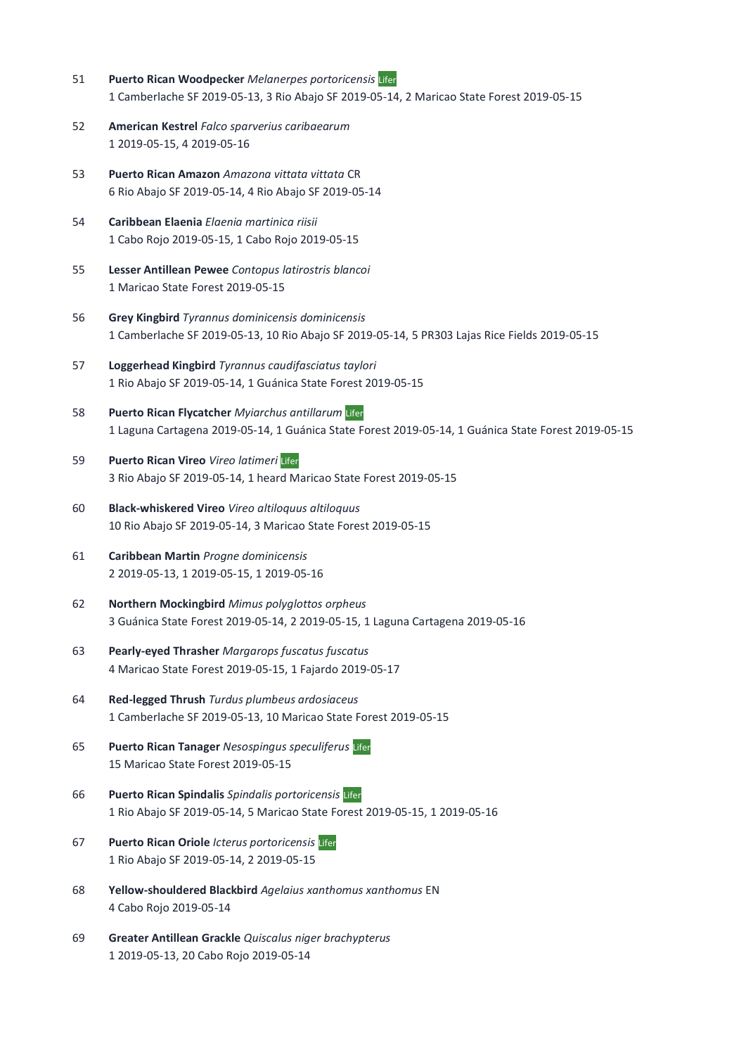51 **Puerto Rican Woodpecker** *Melanerpes portoricensis* Lifer
1 Camberlache SF 2019-05-13, 3 Rio Abajo SF 2019-05-14, 2 Maricao State Forest 2019-05-15

52 **American Kestrel** *Falco sparverius caribaearum*
1 2019-05-15, 4 2019-05-16

53 **Puerto Rican Amazon** *Amazona vittata vittata* CR
6 Rio Abajo SF 2019-05-14, 4 Rio Abajo SF 2019-05-14

54 **Caribbean Elaenia** *Elaenia martinica riisii*
1 Cabo Rojo 2019-05-15, 1 Cabo Rojo 2019-05-15

55 **Lesser Antillean Pewee** *Contopus latirostris blancoi*
1 Maricao State Forest 2019-05-15

56 **Grey Kingbird** *Tyrannus dominicensis dominicensis*
1 Camberlache SF 2019-05-13, 10 Rio Abajo SF 2019-05-14, 5 PR303 Lajas Rice Fields 2019-05-15

57 **Loggerhead Kingbird** *Tyrannus caudifasciatus taylori*
1 Rio Abajo SF 2019-05-14, 1 Guánica State Forest 2019-05-15

58 **Puerto Rican Flycatcher** *Myiarchus antillarum* Lifer
1 Laguna Cartagena 2019-05-14, 1 Guánica State Forest 2019-05-14, 1 Guánica State Forest 2019-05-15

59 **Puerto Rican Vireo** *Vireo latimeri* Lifer
3 Rio Abajo SF 2019-05-14, 1 heard Maricao State Forest 2019-05-15

60 **Black-whiskered Vireo** *Vireo altiloquus altiloquus*
10 Rio Abajo SF 2019-05-14, 3 Maricao State Forest 2019-05-15

61 **Caribbean Martin** *Progne dominicensis*
2 2019-05-13, 1 2019-05-15, 1 2019-05-16

62 **Northern Mockingbird** *Mimus polyglottos orpheus*
3 Guánica State Forest 2019-05-14, 2 2019-05-15, 1 Laguna Cartagena 2019-05-16

63 **Pearly-eyed Thrasher** *Margarops fuscatus fuscatus*
4 Maricao State Forest 2019-05-15, 1 Fajardo 2019-05-17

64 **Red-legged Thrush** *Turdus plumbeus ardosiaceus*
1 Camberlache SF 2019-05-13, 10 Maricao State Forest 2019-05-15

65 **Puerto Rican Tanager** *Nesospingus speculiferus* Lifer
15 Maricao State Forest 2019-05-15

66 **Puerto Rican Spindalis** *Spindalis portoricensis* Lifer
1 Rio Abajo SF 2019-05-14, 5 Maricao State Forest 2019-05-15, 1 2019-05-16

67 **Puerto Rican Oriole** *Icterus portoricensis* Lifer
1 Rio Abajo SF 2019-05-14, 2 2019-05-15

68 **Yellow-shouldered Blackbird** *Agelaius xanthomus xanthomus* EN
4 Cabo Rojo 2019-05-14

69 **Greater Antillean Grackle** *Quiscalus niger brachypterus*
1 2019-05-13, 20 Cabo Rojo 2019-05-14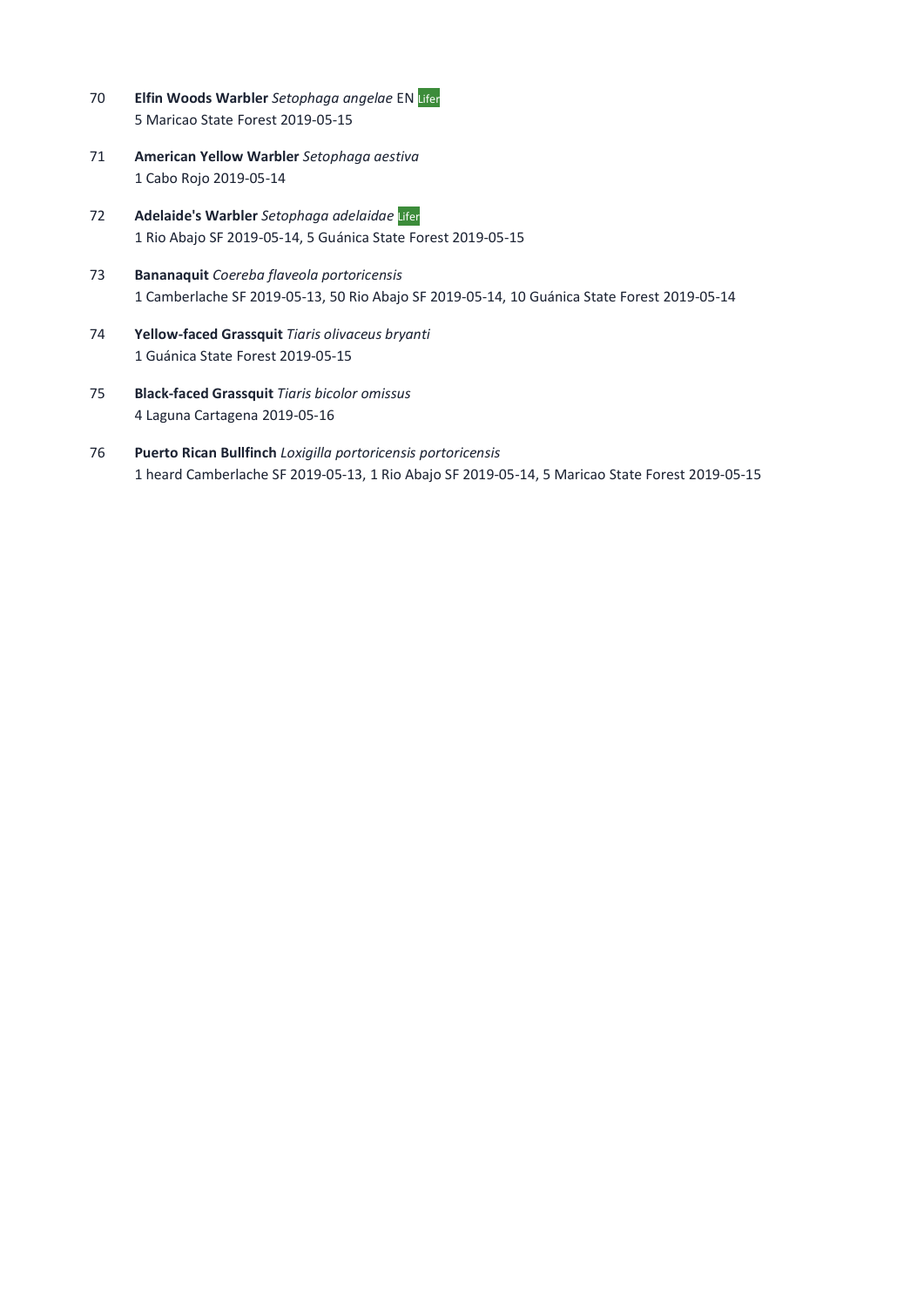70 **Elfin Woods Warbler** *Setophaga angelae* EN Lifer
5 Maricao State Forest 2019-05-15

71 **American Yellow Warbler** *Setophaga aestiva*
1 Cabo Rojo 2019-05-14

72 **Adelaide's Warbler** *Setophaga adelaidae* Lifer
1 Rio Abajo SF 2019-05-14, 5 Guánica State Forest 2019-05-15

73 **Bananaquit** *Coereba flaveola portoricensis*
1 Camberlache SF 2019-05-13, 50 Rio Abajo SF 2019-05-14, 10 Guánica State Forest 2019-05-14

74 **Yellow-faced Grassquit** *Tiaris olivaceus bryanti*
1 Guánica State Forest 2019-05-15

75 **Black-faced Grassquit** *Tiaris bicolor omissus*
4 Laguna Cartagena 2019-05-16

76 **Puerto Rican Bullfinch** *Loxigilla portoricensis portoricensis*
1 heard Camberlache SF 2019-05-13, 1 Rio Abajo SF 2019-05-14, 5 Maricao State Forest 2019-05-15